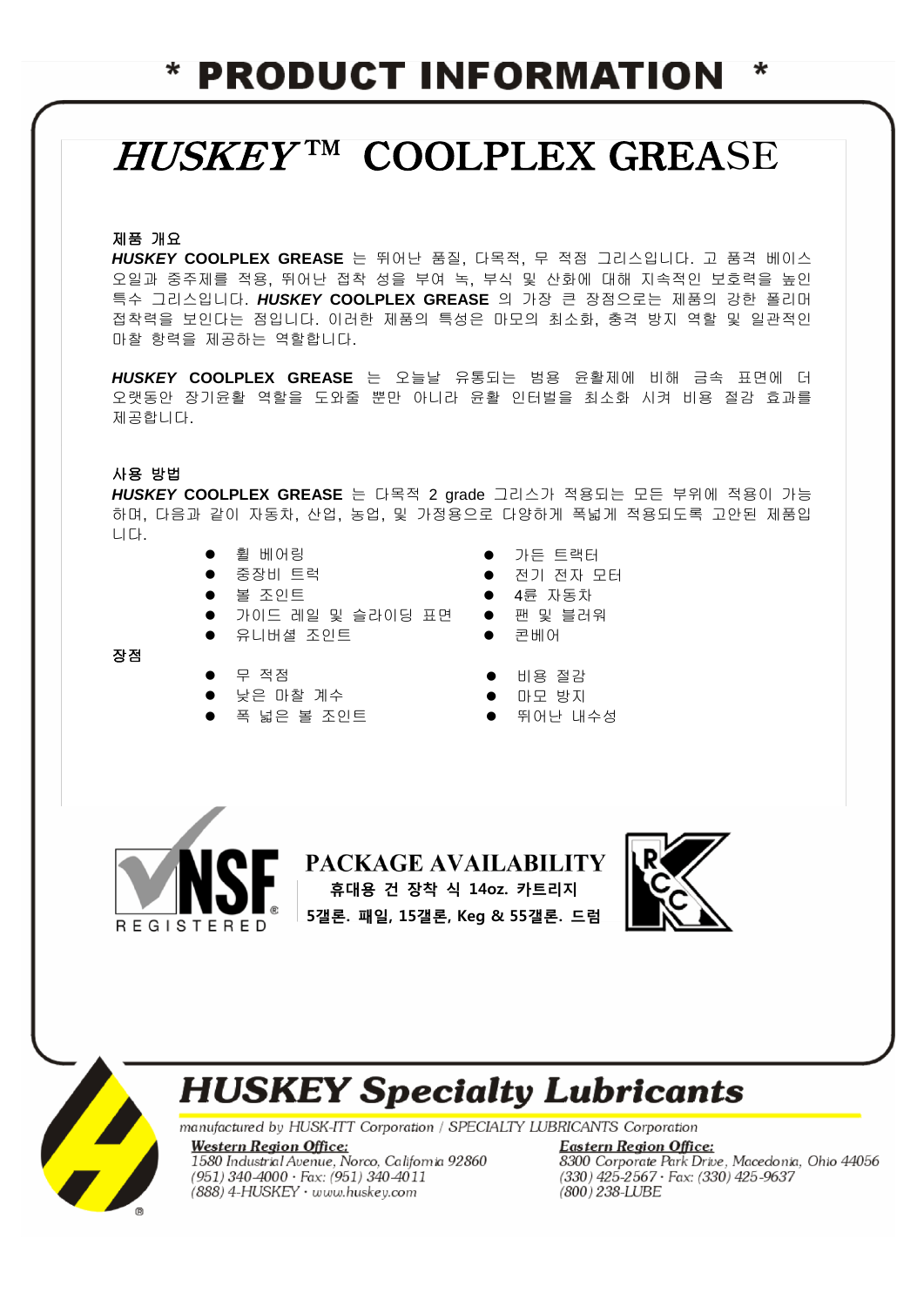# * PRODUCT INFORMATION *

# *HUSKEY*™ COOLPLEX GREASE

### 제품 개요

***HUSKEY* COOLPLEX GREASE** 는 뛰어난 품질, 다목적, 무 적점 그리스입니다. 고 품격 베이스 오일과 중주제를 적용, 뛰어난 접착 성을 부여 녹, 부식 및 산화에 대해 지속적인 보호력을 높인 특수 그리스입니다. ***HUSKEY* COOLPLEX GREASE** 의 가장 큰 장점으로는 제품의 강한 폴리머 접착력을 보인다는 점입니다. 이러한 제품의 특성은 마모의 최소화, 충격 방지 역할 및 일관적인 마찰 항력을 제공하는 역할합니다.

***HUSKEY* COOLPLEX GREASE** 는 오늘날 유통되는 범용 윤활제에 비해 금속 표면에 더 오랫동안 장기윤활 역할을 도와줄 뿐만 아니라 윤활 인터벌을 최소화 시켜 비용 절감 효과를 제공합니다.

### 사용 방법

***HUSKEY* COOLPLEX GREASE** 는 다목적 2 grade 그리스가 적용되는 모든 부위에 적용이 가능하며, 다음과 같이 자동차, 산업, 농업, 및 가정용으로 다양하게 폭넓게 적용되도록 고안된 제품입니다.

- 휠 베어링
- 중장비 트럭
- 볼 조인트
- 가이드 레일 및 슬라이딩 표면
- 유니버셜 조인트
- 가든 트랙터
- 전기 전자 모터
- 4륜 자동차
- 팬 및 블러워
- 콘베어

### 장점

- 무 적점
- 낮은 마찰 계수
- 폭 넓은 볼 조인트
- 비용 절감
- 마모 방지
- 뛰어난 내수성

NSF REGISTERED

## PACKAGE AVAILABILITY

**휴대용 건 장착 식 14oz. 카트리지**

**5갤론. 패일, 15갤론, Keg & 55갤론. 드럼**

## HUSKEY Specialty Lubricants

*manufactured by HUSK-ITT Corporation / SPECIALTY LUBRICANTS Corporation*

***Western Region Office:***
*1580 Industrial Avenue, Norco, California 92860*
*(951) 340-4000 · Fax: (951) 340-4011*
*(888) 4-HUSKEY · www.huskey.com*

***Eastern Region Office:***
*8300 Corporate Park Drive, Macedonia, Ohio 44056*
*(330) 425-2567 · Fax: (330) 425-9637*
*(800) 238-LUBE*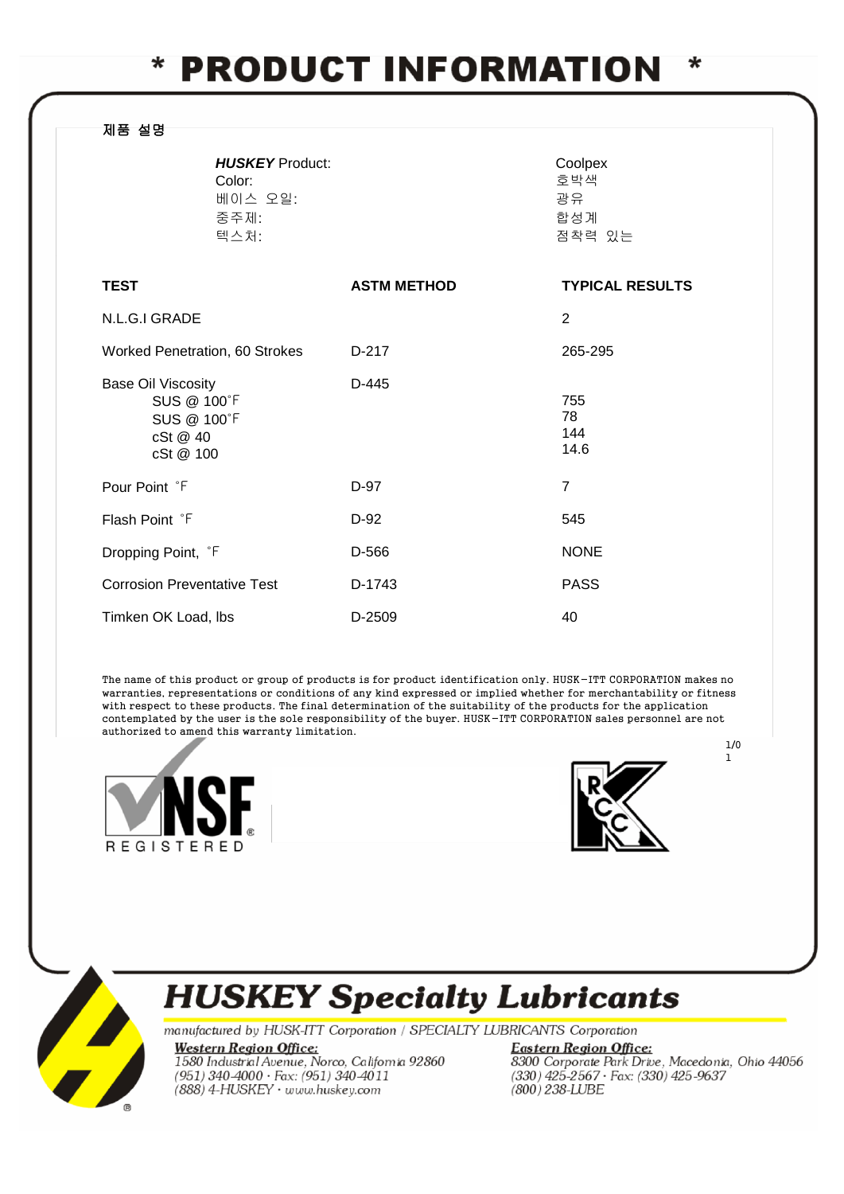# * PRODUCT INFORMATION *

**제품 설명**

| | |
|---|---|
| ***HUSKEY*** Product: | Coolpex |
| Color: | 호박색 |
| 베이스 오일: | 광유 |
| 증주제: | 합성계 |
| 텍스처: | 점착력 있는 |

| TEST | ASTM METHOD | TYPICAL RESULTS |
|---|---|---|
| N.L.G.I GRADE | | 2 |
| Worked Penetration, 60 Strokes | D-217 | 265-295 |
| Base Oil Viscosity | D-445 | |
| SUS @ 100˚F | | 755 |
| SUS @ 100˚F | | 78 |
| cSt @ 40 | | 144 |
| cSt @ 100 | | 14.6 |
| Pour Point ˚F | D-97 | 7 |
| Flash Point ˚F | D-92 | 545 |
| Dropping Point, ˚F | D-566 | NONE |
| Corrosion Preventative Test | D-1743 | PASS |
| Timken OK Load, lbs | D-2509 | 40 |

The name of this product or group of products is for product identification only. HUSK-ITT CORPORATION makes no warranties, representations or conditions of any kind expressed or implied whether for merchantability or fitness with respect to these products. The final determination of the suitability of the products for the application contemplated by the user is the sole responsibility of the buyer. HUSK-ITT CORPORATION sales personnel are not authorized to amend this warranty limitation.

1/01

NSF REGISTERED

## HUSKEY Specialty Lubricants

*manufactured by HUSK-ITT Corporation / SPECIALTY LUBRICANTS Corporation*

**Western Region Office:**
1580 Industrial Avenue, Norco, California 92860
(951) 340-4000 · Fax: (951) 340-4011
(888) 4-HUSKEY · www.huskey.com

**Eastern Region Office:**
8300 Corporate Park Drive, Macedonia, Ohio 44056
(330) 425-2567 · Fax: (330) 425-9637
(800) 238-LUBE